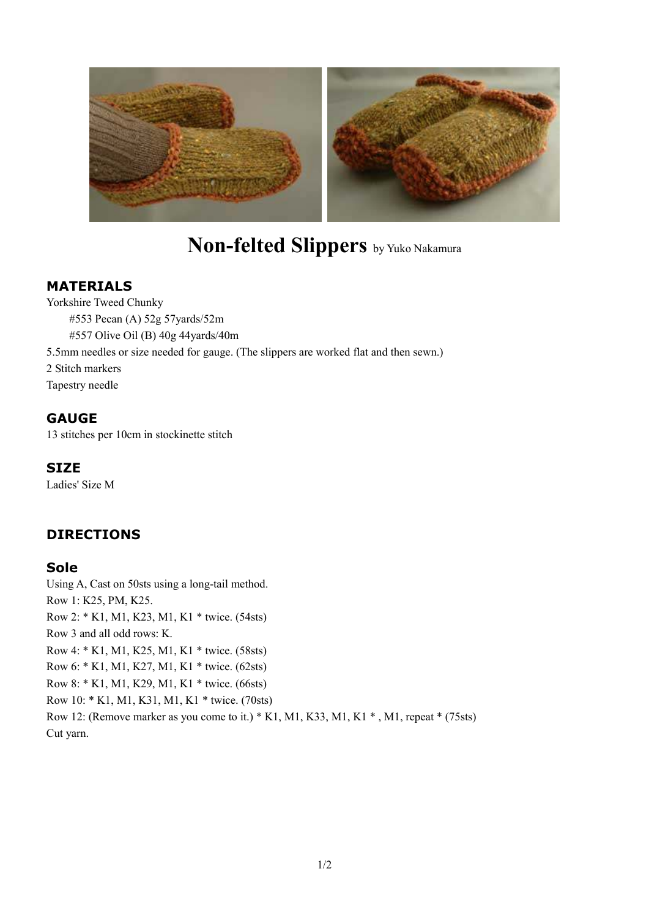# Non-felted Slippers by Yuko Nakamura

## MATERIALS

Yorkshire Tweed Chunky

- #553 Pecan (A) 52g 57yards/52m
- #557 Olive Oil (B) 40g 44yards/40m

5.5mm needles or size needed for gauge. (The slippers are worked flat and then sewn.)

2 Stitch markers

Tapestry needle

## GAUGE

13 stitches per 10cm in stockinette stitch

## SIZE

Ladies' Size M

## DIRECTIONS

### Sole

Using A, Cast on 50sts using a long-tail method.

Row 1: K25, PM, K25.

Row 2: * K1, M1, K23, M1, K1 * twice. (54sts)

Row 3 and all odd rows: K.

Row 4: * K1, M1, K25, M1, K1 * twice. (58sts)

Row 6: * K1, M1, K27, M1, K1 * twice. (62sts)

Row 8: * K1, M1, K29, M1, K1 * twice. (66sts)

Row 10: * K1, M1, K31, M1, K1 * twice. (70sts)

Row 12: (Remove marker as you come to it.) * K1, M1, K33, M1, K1 * , M1, repeat * (75sts)

Cut yarn.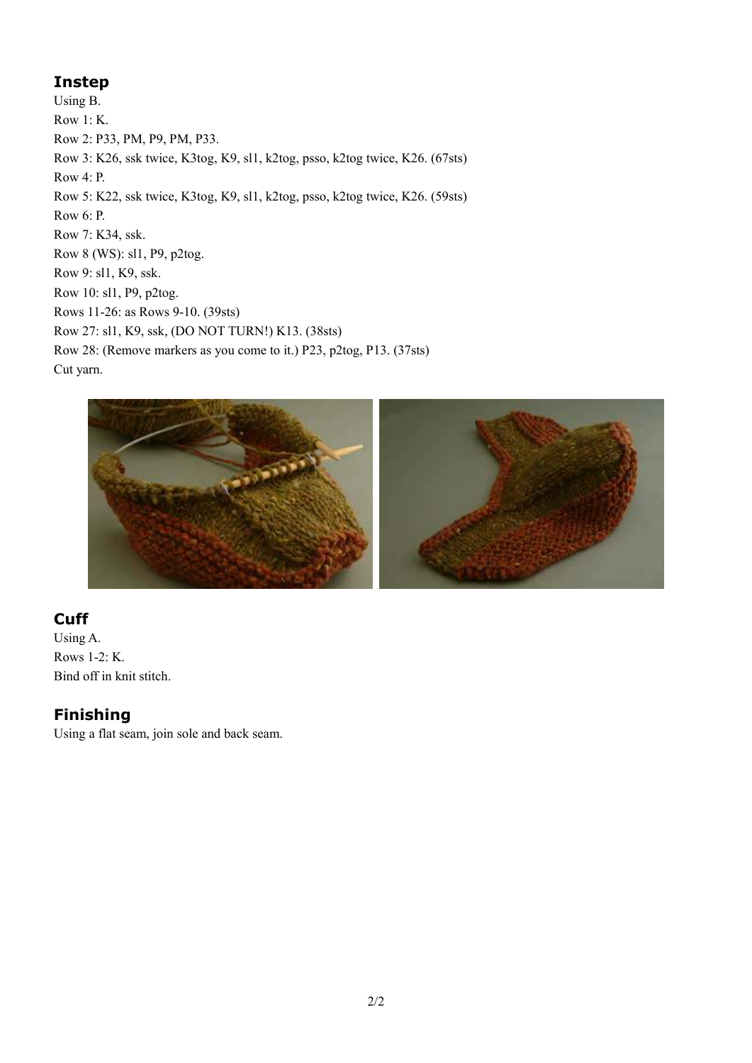## Instep

Using B.

Row 1: K.

Row 2: P33, PM, P9, PM, P33.

Row 3: K26, ssk twice, K3tog, K9, sl1, k2tog, psso, k2tog twice, K26. (67sts)

Row 4: P.

Row 5: K22, ssk twice, K3tog, K9, sl1, k2tog, psso, k2tog twice, K26. (59sts)

Row 6: P.

Row 7: K34, ssk.

Row 8 (WS): sl1, P9, p2tog.

Row 9: sl1, K9, ssk.

Row 10: sl1, P9, p2tog.

Rows 11-26: as Rows 9-10. (39sts)

Row 27: sl1, K9, ssk, (DO NOT TURN!) K13. (38sts)

Row 28: (Remove markers as you come to it.) P23, p2tog, P13. (37sts)

Cut yarn.

## Cuff

Using A.

Rows 1-2: K.

Bind off in knit stitch.

## Finishing

Using a flat seam, join sole and back seam.